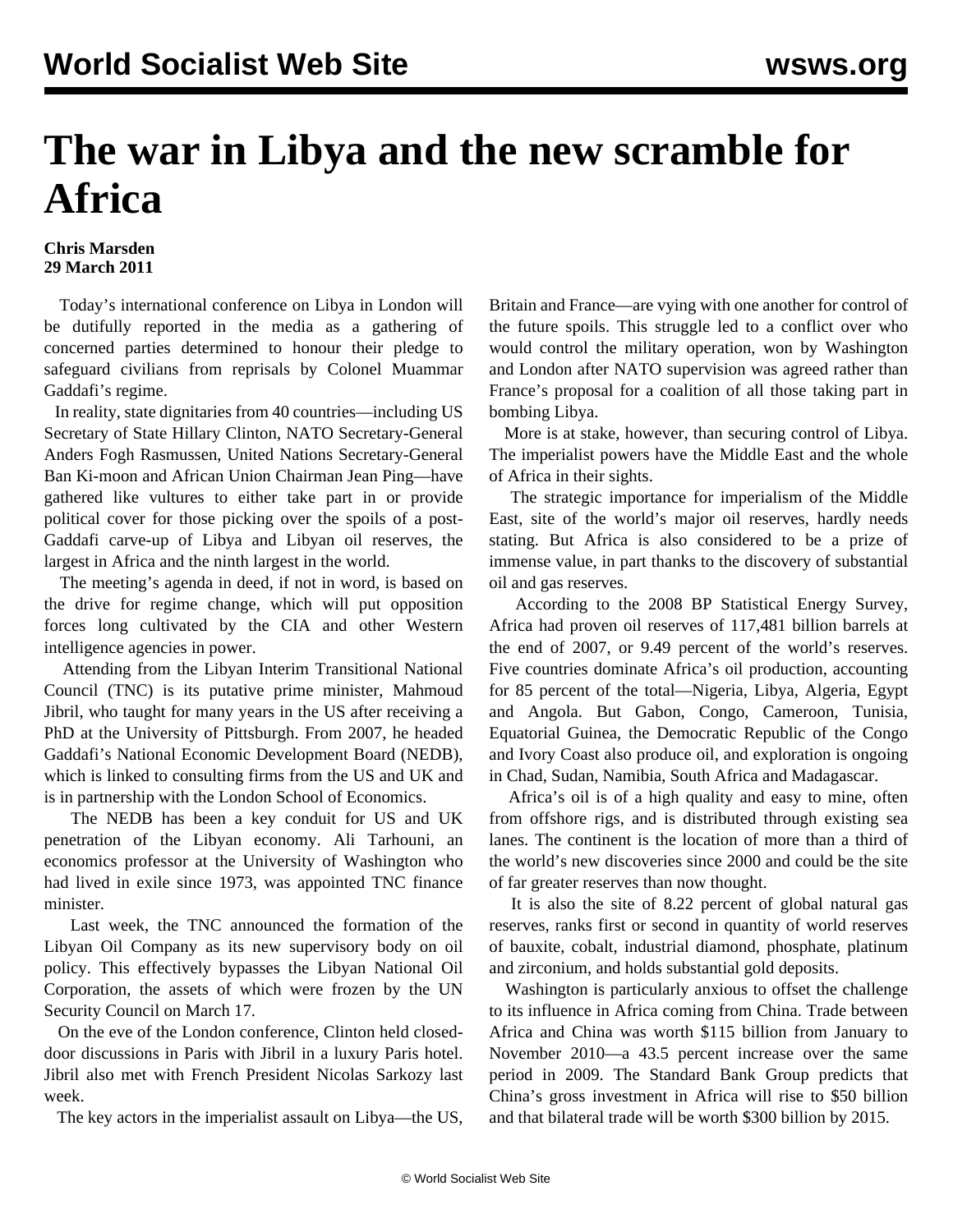# The war in Libya and the new scramble for Africa

**Chris Marsden**
**29 March 2011**

Today's international conference on Libya in London will be dutifully reported in the media as a gathering of concerned parties determined to honour their pledge to safeguard civilians from reprisals by Colonel Muammar Gaddafi's regime.

In reality, state dignitaries from 40 countries—including US Secretary of State Hillary Clinton, NATO Secretary-General Anders Fogh Rasmussen, United Nations Secretary-General Ban Ki-moon and African Union Chairman Jean Ping—have gathered like vultures to either take part in or provide political cover for those picking over the spoils of a post-Gaddafi carve-up of Libya and Libyan oil reserves, the largest in Africa and the ninth largest in the world.

The meeting's agenda in deed, if not in word, is based on the drive for regime change, which will put opposition forces long cultivated by the CIA and other Western intelligence agencies in power.

Attending from the Libyan Interim Transitional National Council (TNC) is its putative prime minister, Mahmoud Jibril, who taught for many years in the US after receiving a PhD at the University of Pittsburgh. From 2007, he headed Gaddafi's National Economic Development Board (NEDB), which is linked to consulting firms from the US and UK and is in partnership with the London School of Economics.

The NEDB has been a key conduit for US and UK penetration of the Libyan economy. Ali Tarhouni, an economics professor at the University of Washington who had lived in exile since 1973, was appointed TNC finance minister.

Last week, the TNC announced the formation of the Libyan Oil Company as its new supervisory body on oil policy. This effectively bypasses the Libyan National Oil Corporation, the assets of which were frozen by the UN Security Council on March 17.

On the eve of the London conference, Clinton held closed-door discussions in Paris with Jibril in a luxury Paris hotel. Jibril also met with French President Nicolas Sarkozy last week.

The key actors in the imperialist assault on Libya—the US, Britain and France—are vying with one another for control of the future spoils. This struggle led to a conflict over who would control the military operation, won by Washington and London after NATO supervision was agreed rather than France's proposal for a coalition of all those taking part in bombing Libya.

More is at stake, however, than securing control of Libya. The imperialist powers have the Middle East and the whole of Africa in their sights.

The strategic importance for imperialism of the Middle East, site of the world's major oil reserves, hardly needs stating. But Africa is also considered to be a prize of immense value, in part thanks to the discovery of substantial oil and gas reserves.

According to the 2008 BP Statistical Energy Survey, Africa had proven oil reserves of 117,481 billion barrels at the end of 2007, or 9.49 percent of the world's reserves. Five countries dominate Africa's oil production, accounting for 85 percent of the total—Nigeria, Libya, Algeria, Egypt and Angola. But Gabon, Congo, Cameroon, Tunisia, Equatorial Guinea, the Democratic Republic of the Congo and Ivory Coast also produce oil, and exploration is ongoing in Chad, Sudan, Namibia, South Africa and Madagascar.

Africa's oil is of a high quality and easy to mine, often from offshore rigs, and is distributed through existing sea lanes. The continent is the location of more than a third of the world's new discoveries since 2000 and could be the site of far greater reserves than now thought.

It is also the site of 8.22 percent of global natural gas reserves, ranks first or second in quantity of world reserves of bauxite, cobalt, industrial diamond, phosphate, platinum and zirconium, and holds substantial gold deposits.

Washington is particularly anxious to offset the challenge to its influence in Africa coming from China. Trade between Africa and China was worth $115 billion from January to November 2010—a 43.5 percent increase over the same period in 2009. The Standard Bank Group predicts that China's gross investment in Africa will rise to $50 billion and that bilateral trade will be worth $300 billion by 2015.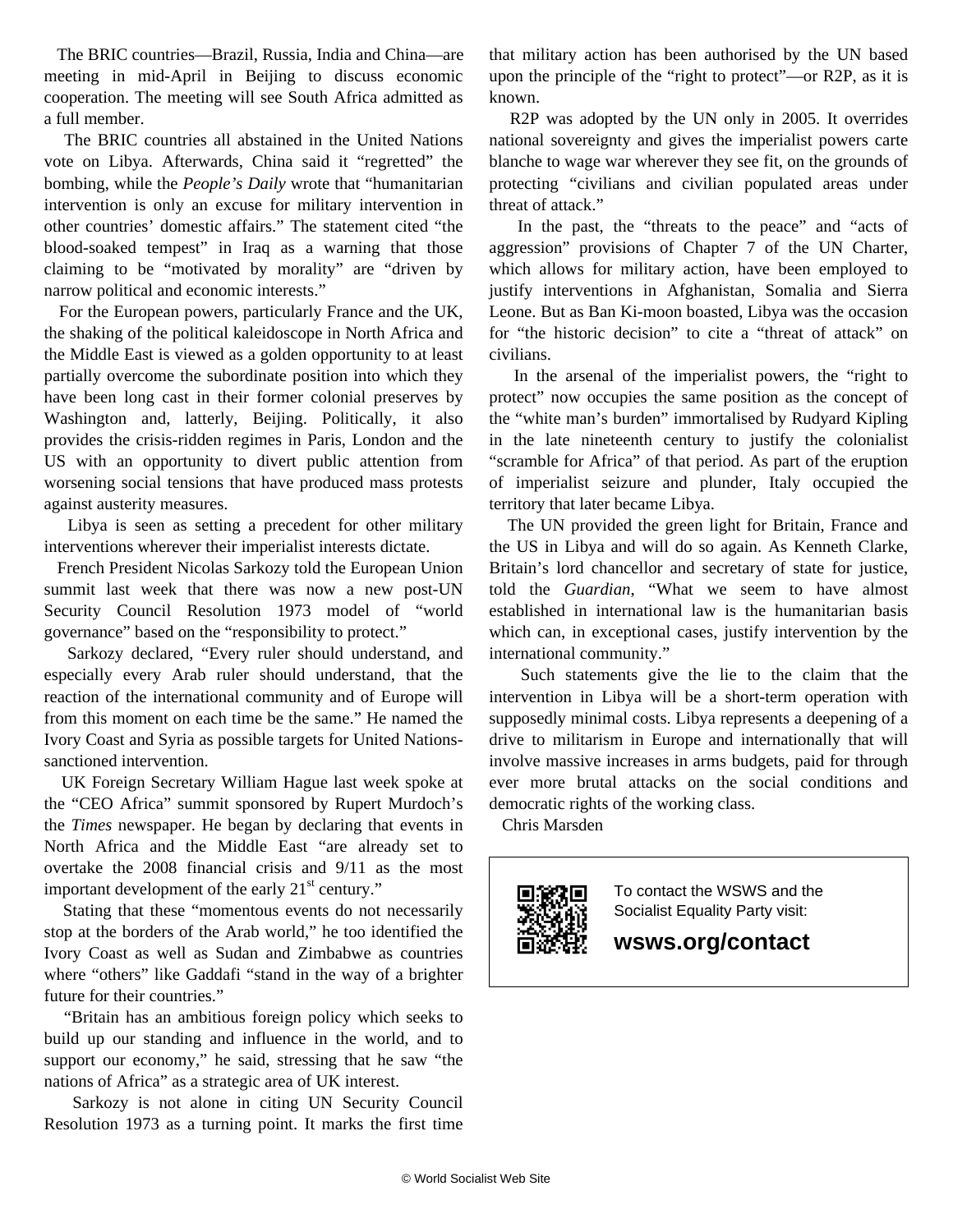The BRIC countries—Brazil, Russia, India and China—are meeting in mid-April in Beijing to discuss economic cooperation. The meeting will see South Africa admitted as a full member.

The BRIC countries all abstained in the United Nations vote on Libya. Afterwards, China said it "regretted" the bombing, while the *People's Daily* wrote that "humanitarian intervention is only an excuse for military intervention in other countries' domestic affairs." The statement cited "the blood-soaked tempest" in Iraq as a warning that those claiming to be "motivated by morality" are "driven by narrow political and economic interests."

For the European powers, particularly France and the UK, the shaking of the political kaleidoscope in North Africa and the Middle East is viewed as a golden opportunity to at least partially overcome the subordinate position into which they have been long cast in their former colonial preserves by Washington and, latterly, Beijing. Politically, it also provides the crisis-ridden regimes in Paris, London and the US with an opportunity to divert public attention from worsening social tensions that have produced mass protests against austerity measures.

Libya is seen as setting a precedent for other military interventions wherever their imperialist interests dictate.

French President Nicolas Sarkozy told the European Union summit last week that there was now a new post-UN Security Council Resolution 1973 model of "world governance" based on the "responsibility to protect."

Sarkozy declared, "Every ruler should understand, and especially every Arab ruler should understand, that the reaction of the international community and of Europe will from this moment on each time be the same." He named the Ivory Coast and Syria as possible targets for United Nations-sanctioned intervention.

UK Foreign Secretary William Hague last week spoke at the "CEO Africa" summit sponsored by Rupert Murdoch's the *Times* newspaper. He began by declaring that events in North Africa and the Middle East "are already set to overtake the 2008 financial crisis and 9/11 as the most important development of the early 21st century."

Stating that these "momentous events do not necessarily stop at the borders of the Arab world," he too identified the Ivory Coast as well as Sudan and Zimbabwe as countries where "others" like Gaddafi "stand in the way of a brighter future for their countries."

"Britain has an ambitious foreign policy which seeks to build up our standing and influence in the world, and to support our economy," he said, stressing that he saw "the nations of Africa" as a strategic area of UK interest.

Sarkozy is not alone in citing UN Security Council Resolution 1973 as a turning point. It marks the first time that military action has been authorised by the UN based upon the principle of the "right to protect"—or R2P, as it is known.

R2P was adopted by the UN only in 2005. It overrides national sovereignty and gives the imperialist powers carte blanche to wage war wherever they see fit, on the grounds of protecting "civilians and civilian populated areas under threat of attack."

In the past, the "threats to the peace" and "acts of aggression" provisions of Chapter 7 of the UN Charter, which allows for military action, have been employed to justify interventions in Afghanistan, Somalia and Sierra Leone. But as Ban Ki-moon boasted, Libya was the occasion for "the historic decision" to cite a "threat of attack" on civilians.

In the arsenal of the imperialist powers, the "right to protect" now occupies the same position as the concept of the "white man's burden" immortalised by Rudyard Kipling in the late nineteenth century to justify the colonialist "scramble for Africa" of that period. As part of the eruption of imperialist seizure and plunder, Italy occupied the territory that later became Libya.

The UN provided the green light for Britain, France and the US in Libya and will do so again. As Kenneth Clarke, Britain's lord chancellor and secretary of state for justice, told the *Guardian*, "What we seem to have almost established in international law is the humanitarian basis which can, in exceptional cases, justify intervention by the international community."

Such statements give the lie to the claim that the intervention in Libya will be a short-term operation with supposedly minimal costs. Libya represents a deepening of a drive to militarism in Europe and internationally that will involve massive increases in arms budgets, paid for through ever more brutal attacks on the social conditions and democratic rights of the working class.

Chris Marsden

To contact the WSWS and the Socialist Equality Party visit:

**wsws.org/contact**